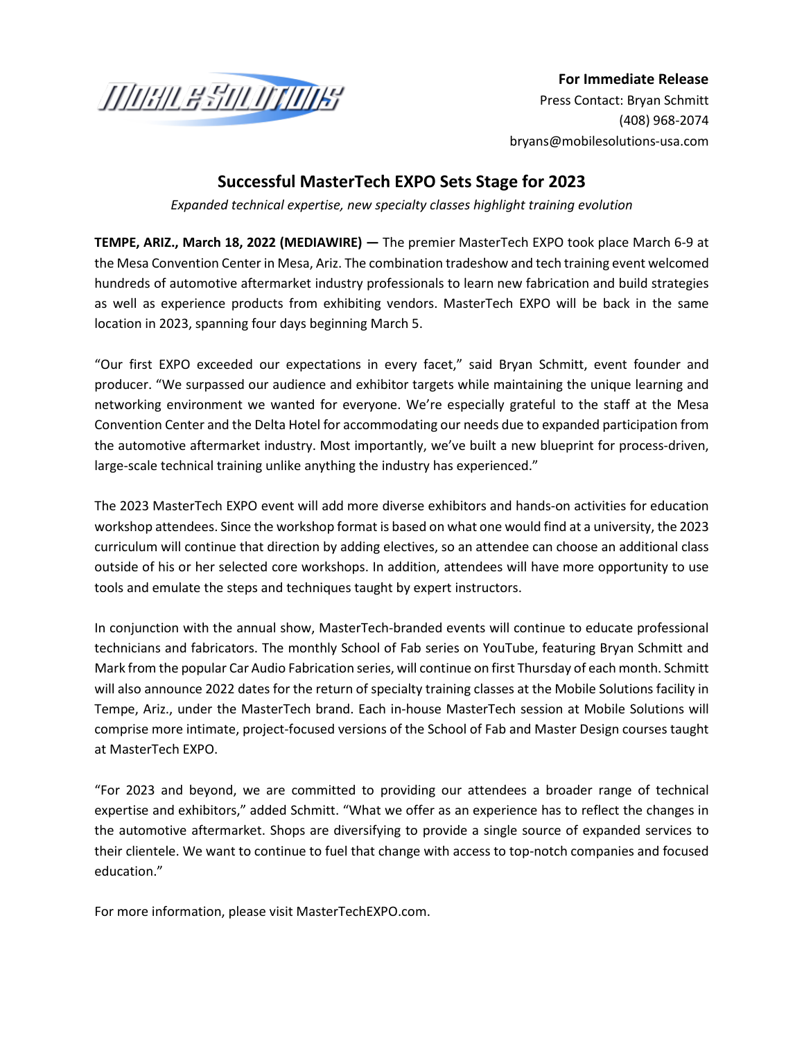**For Immediate Release**
Press Contact: Bryan Schmitt
(408) 968-2074
bryans@mobilesolutions-usa.com

# Successful MasterTech EXPO Sets Stage for 2023

*Expanded technical expertise, new specialty classes highlight training evolution*

**TEMPE, ARIZ., March 18, 2022 (MEDIAWIRE) —** The premier MasterTech EXPO took place March 6-9 at the Mesa Convention Center in Mesa, Ariz. The combination tradeshow and tech training event welcomed hundreds of automotive aftermarket industry professionals to learn new fabrication and build strategies as well as experience products from exhibiting vendors. MasterTech EXPO will be back in the same location in 2023, spanning four days beginning March 5.

"Our first EXPO exceeded our expectations in every facet," said Bryan Schmitt, event founder and producer. "We surpassed our audience and exhibitor targets while maintaining the unique learning and networking environment we wanted for everyone. We're especially grateful to the staff at the Mesa Convention Center and the Delta Hotel for accommodating our needs due to expanded participation from the automotive aftermarket industry. Most importantly, we've built a new blueprint for process-driven, large-scale technical training unlike anything the industry has experienced."

The 2023 MasterTech EXPO event will add more diverse exhibitors and hands-on activities for education workshop attendees. Since the workshop format is based on what one would find at a university, the 2023 curriculum will continue that direction by adding electives, so an attendee can choose an additional class outside of his or her selected core workshops. In addition, attendees will have more opportunity to use tools and emulate the steps and techniques taught by expert instructors.

In conjunction with the annual show, MasterTech-branded events will continue to educate professional technicians and fabricators. The monthly School of Fab series on YouTube, featuring Bryan Schmitt and Mark from the popular Car Audio Fabrication series, will continue on first Thursday of each month. Schmitt will also announce 2022 dates for the return of specialty training classes at the Mobile Solutions facility in Tempe, Ariz., under the MasterTech brand. Each in-house MasterTech session at Mobile Solutions will comprise more intimate, project-focused versions of the School of Fab and Master Design courses taught at MasterTech EXPO.

"For 2023 and beyond, we are committed to providing our attendees a broader range of technical expertise and exhibitors," added Schmitt. "What we offer as an experience has to reflect the changes in the automotive aftermarket. Shops are diversifying to provide a single source of expanded services to their clientele. We want to continue to fuel that change with access to top-notch companies and focused education."

For more information, please visit MasterTechEXPO.com.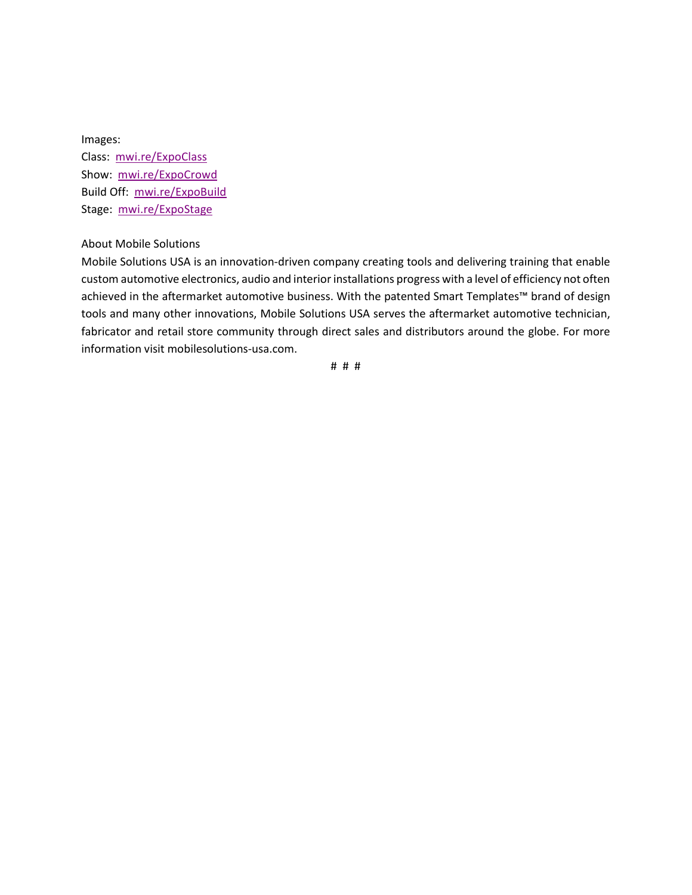Images:  
Class: [mwi.re/ExpoClass](mwi.re/ExpoClass)  
Show: [mwi.re/ExpoCrowd](mwi.re/ExpoCrowd)  
Build Off: [mwi.re/ExpoBuild](mwi.re/ExpoBuild)  
Stage: [mwi.re/ExpoStage](mwi.re/ExpoStage)

About Mobile Solutions

Mobile Solutions USA is an innovation-driven company creating tools and delivering training that enable custom automotive electronics, audio and interior installations progress with a level of efficiency not often achieved in the aftermarket automotive business. With the patented Smart Templates™ brand of design tools and many other innovations, Mobile Solutions USA serves the aftermarket automotive technician, fabricator and retail store community through direct sales and distributors around the globe. For more information visit mobilesolutions-usa.com.

# # #